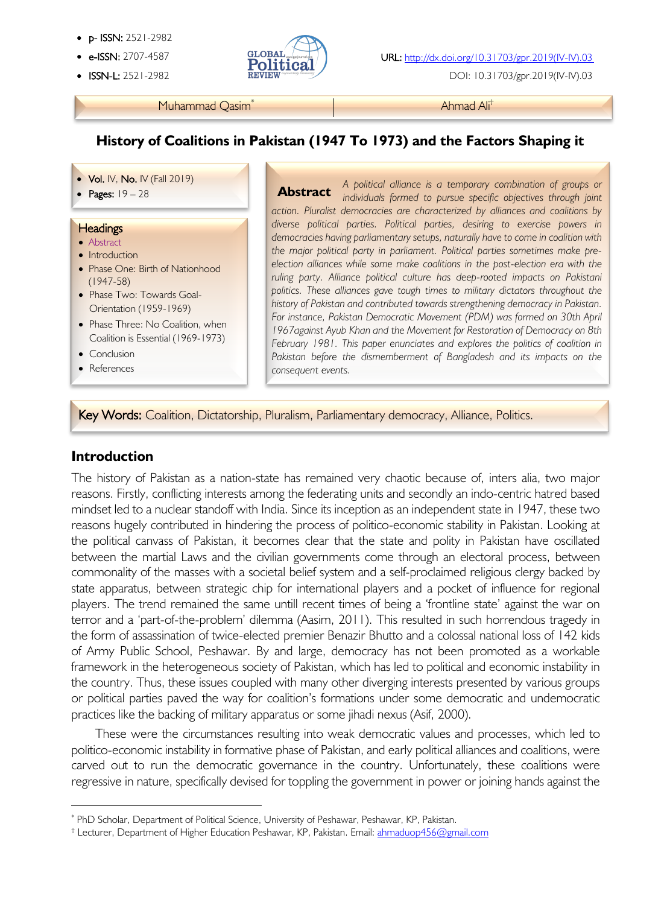- p- ISSN: 2521-2982
- e-ISSN: 2707-4587
- ISSN-L: 2521-2982

URL: http://dx.doi.org/10.31703/gpr.2019(IV-IV).03

DOI: 10.31703/gpr.2019(IV-IV).03

Muhammad Qasim[*] | Ahmad Ali[†]

# History of Coalitions in Pakistan (1947 To 1973) and the Factors Shaping it

- Vol. IV, No. IV (Fall 2019)
- Pages: 19 – 28

**Headings**

- Abstract
- Introduction
- Phase One: Birth of Nationhood (1947-58)
- Phase Two: Towards Goal-Orientation (1959-1969)
- Phase Three: No Coalition, when Coalition is Essential (1969-1973)
- Conclusion
- References

**Abstract** *A political alliance is a temporary combination of groups or individuals formed to pursue specific objectives through joint action. Pluralist democracies are characterized by alliances and coalitions by diverse political parties. Political parties, desiring to exercise powers in democracies having parliamentary setups, naturally have to come in coalition with the major political party in parliament. Political parties sometimes make pre-election alliances while some make coalitions in the post-election era with the ruling party. Alliance political culture has deep-rooted impacts on Pakistani politics. These alliances gave tough times to military dictators throughout the history of Pakistan and contributed towards strengthening democracy in Pakistan. For instance, Pakistan Democratic Movement (PDM) was formed on 30th April 1967against Ayub Khan and the Movement for Restoration of Democracy on 8th February 1981. This paper enunciates and explores the politics of coalition in Pakistan before the dismemberment of Bangladesh and its impacts on the consequent events.*

**Key Words:** Coalition, Dictatorship, Pluralism, Parliamentary democracy, Alliance, Politics.

## Introduction

The history of Pakistan as a nation-state has remained very chaotic because of, inters alia, two major reasons. Firstly, conflicting interests among the federating units and secondly an indo-centric hatred based mindset led to a nuclear standoff with India. Since its inception as an independent state in 1947, these two reasons hugely contributed in hindering the process of politico-economic stability in Pakistan. Looking at the political canvass of Pakistan, it becomes clear that the state and polity in Pakistan have oscillated between the martial Laws and the civilian governments come through an electoral process, between commonality of the masses with a societal belief system and a self-proclaimed religious clergy backed by state apparatus, between strategic chip for international players and a pocket of influence for regional players. The trend remained the same untill recent times of being a 'frontline state' against the war on terror and a 'part-of-the-problem' dilemma (Aasim, 2011). This resulted in such horrendous tragedy in the form of assassination of twice-elected premier Benazir Bhutto and a colossal national loss of 142 kids of Army Public School, Peshawar. By and large, democracy has not been promoted as a workable framework in the heterogeneous society of Pakistan, which has led to political and economic instability in the country. Thus, these issues coupled with many other diverging interests presented by various groups or political parties paved the way for coalition's formations under some democratic and undemocratic practices like the backing of military apparatus or some jihadi nexus (Asif, 2000).

These were the circumstances resulting into weak democratic values and processes, which led to politico-economic instability in formative phase of Pakistan, and early political alliances and coalitions, were carved out to run the democratic governance in the country. Unfortunately, these coalitions were regressive in nature, specifically devised for toppling the government in power or joining hands against the

---

[*] PhD Scholar, Department of Political Science, University of Peshawar, Peshawar, KP, Pakistan.

[†] Lecturer, Department of Higher Education Peshawar, KP, Pakistan. Email: ahmaduop456@gmail.com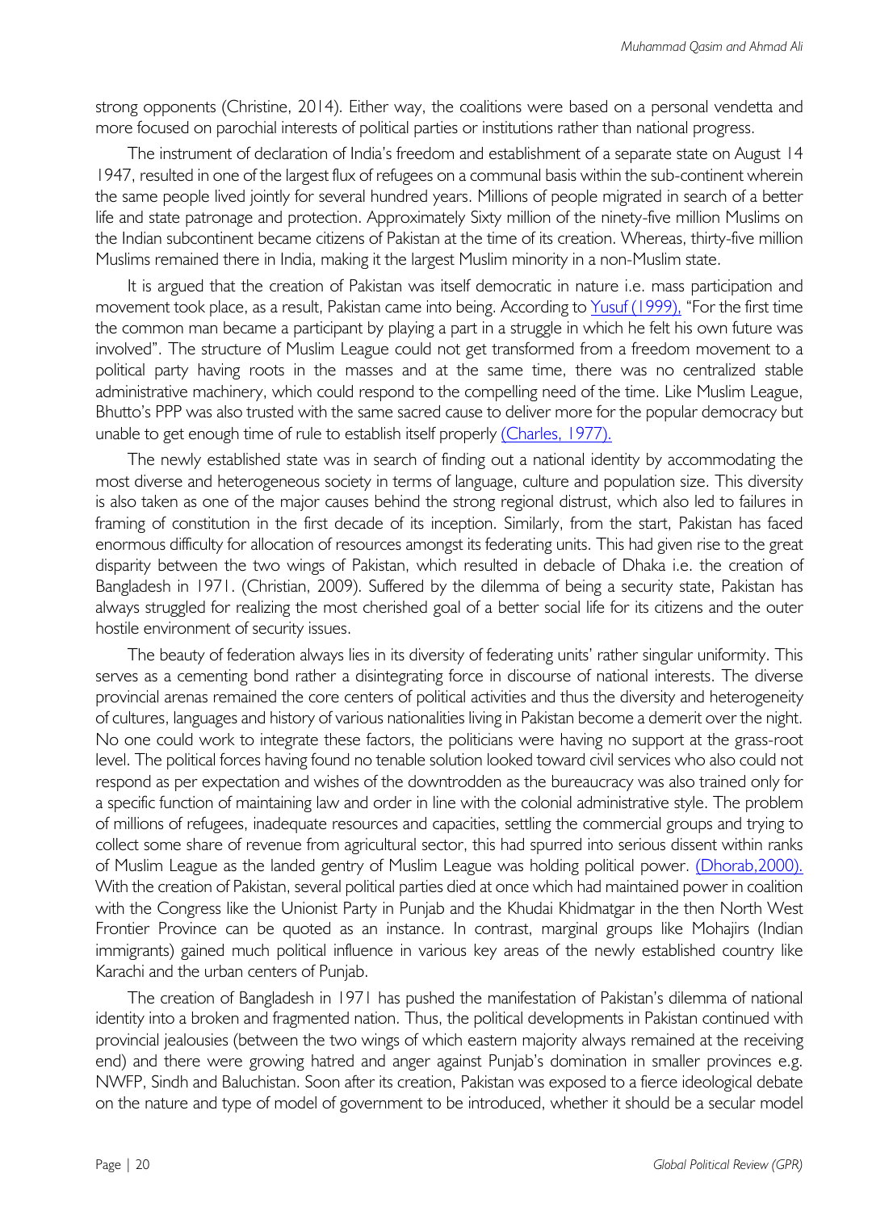strong opponents (Christine, 2014). Either way, the coalitions were based on a personal vendetta and more focused on parochial interests of political parties or institutions rather than national progress.

The instrument of declaration of India's freedom and establishment of a separate state on August 14 1947, resulted in one of the largest flux of refugees on a communal basis within the sub-continent wherein the same people lived jointly for several hundred years. Millions of people migrated in search of a better life and state patronage and protection. Approximately Sixty million of the ninety-five million Muslims on the Indian subcontinent became citizens of Pakistan at the time of its creation. Whereas, thirty-five million Muslims remained there in India, making it the largest Muslim minority in a non-Muslim state.

It is argued that the creation of Pakistan was itself democratic in nature i.e. mass participation and movement took place, as a result, Pakistan came into being. According to Yusuf (1999), "For the first time the common man became a participant by playing a part in a struggle in which he felt his own future was involved". The structure of Muslim League could not get transformed from a freedom movement to a political party having roots in the masses and at the same time, there was no centralized stable administrative machinery, which could respond to the compelling need of the time. Like Muslim League, Bhutto's PPP was also trusted with the same sacred cause to deliver more for the popular democracy but unable to get enough time of rule to establish itself properly (Charles, 1977).

The newly established state was in search of finding out a national identity by accommodating the most diverse and heterogeneous society in terms of language, culture and population size. This diversity is also taken as one of the major causes behind the strong regional distrust, which also led to failures in framing of constitution in the first decade of its inception. Similarly, from the start, Pakistan has faced enormous difficulty for allocation of resources amongst its federating units. This had given rise to the great disparity between the two wings of Pakistan, which resulted in debacle of Dhaka i.e. the creation of Bangladesh in 1971. (Christian, 2009). Suffered by the dilemma of being a security state, Pakistan has always struggled for realizing the most cherished goal of a better social life for its citizens and the outer hostile environment of security issues.

The beauty of federation always lies in its diversity of federating units' rather singular uniformity. This serves as a cementing bond rather a disintegrating force in discourse of national interests. The diverse provincial arenas remained the core centers of political activities and thus the diversity and heterogeneity of cultures, languages and history of various nationalities living in Pakistan become a demerit over the night. No one could work to integrate these factors, the politicians were having no support at the grass-root level. The political forces having found no tenable solution looked toward civil services who also could not respond as per expectation and wishes of the downtrodden as the bureaucracy was also trained only for a specific function of maintaining law and order in line with the colonial administrative style. The problem of millions of refugees, inadequate resources and capacities, settling the commercial groups and trying to collect some share of revenue from agricultural sector, this had spurred into serious dissent within ranks of Muslim League as the landed gentry of Muslim League was holding political power. (Dhorab,2000). With the creation of Pakistan, several political parties died at once which had maintained power in coalition with the Congress like the Unionist Party in Punjab and the Khudai Khidmatgar in the then North West Frontier Province can be quoted as an instance. In contrast, marginal groups like Mohajirs (Indian immigrants) gained much political influence in various key areas of the newly established country like Karachi and the urban centers of Punjab.

The creation of Bangladesh in 1971 has pushed the manifestation of Pakistan's dilemma of national identity into a broken and fragmented nation. Thus, the political developments in Pakistan continued with provincial jealousies (between the two wings of which eastern majority always remained at the receiving end) and there were growing hatred and anger against Punjab's domination in smaller provinces e.g. NWFP, Sindh and Baluchistan. Soon after its creation, Pakistan was exposed to a fierce ideological debate on the nature and type of model of government to be introduced, whether it should be a secular model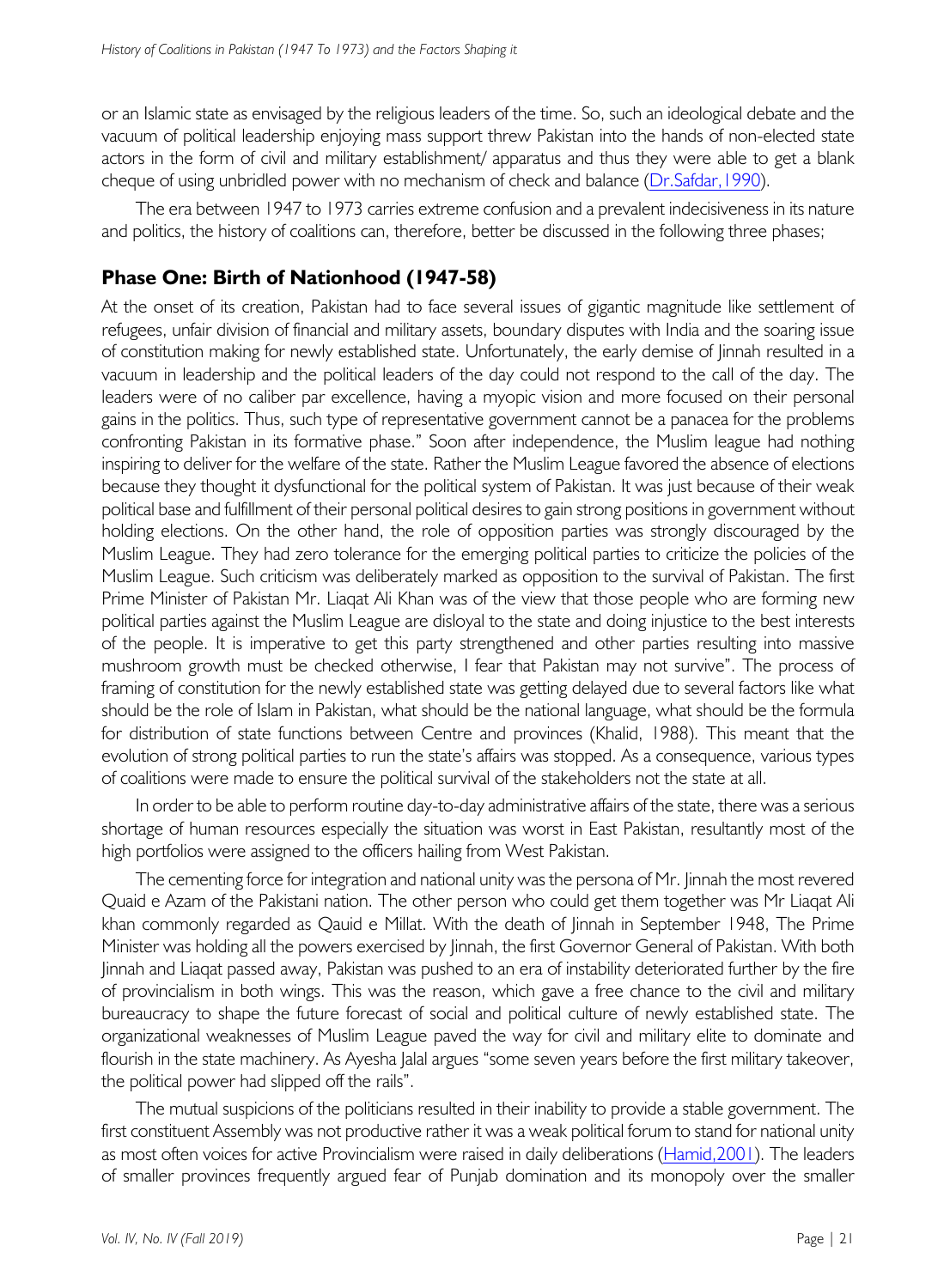or an Islamic state as envisaged by the religious leaders of the time. So, such an ideological debate and the vacuum of political leadership enjoying mass support threw Pakistan into the hands of non-elected state actors in the form of civil and military establishment/ apparatus and thus they were able to get a blank cheque of using unbridled power with no mechanism of check and balance (Dr.Safdar,1990).

The era between 1947 to 1973 carries extreme confusion and a prevalent indecisiveness in its nature and politics, the history of coalitions can, therefore, better be discussed in the following three phases;

## Phase One: Birth of Nationhood (1947-58)

At the onset of its creation, Pakistan had to face several issues of gigantic magnitude like settlement of refugees, unfair division of financial and military assets, boundary disputes with India and the soaring issue of constitution making for newly established state. Unfortunately, the early demise of Jinnah resulted in a vacuum in leadership and the political leaders of the day could not respond to the call of the day. The leaders were of no caliber par excellence, having a myopic vision and more focused on their personal gains in the politics. Thus, such type of representative government cannot be a panacea for the problems confronting Pakistan in its formative phase." Soon after independence, the Muslim league had nothing inspiring to deliver for the welfare of the state. Rather the Muslim League favored the absence of elections because they thought it dysfunctional for the political system of Pakistan. It was just because of their weak political base and fulfillment of their personal political desires to gain strong positions in government without holding elections. On the other hand, the role of opposition parties was strongly discouraged by the Muslim League. They had zero tolerance for the emerging political parties to criticize the policies of the Muslim League. Such criticism was deliberately marked as opposition to the survival of Pakistan. The first Prime Minister of Pakistan Mr. Liaqat Ali Khan was of the view that those people who are forming new political parties against the Muslim League are disloyal to the state and doing injustice to the best interests of the people. It is imperative to get this party strengthened and other parties resulting into massive mushroom growth must be checked otherwise, I fear that Pakistan may not survive". The process of framing of constitution for the newly established state was getting delayed due to several factors like what should be the role of Islam in Pakistan, what should be the national language, what should be the formula for distribution of state functions between Centre and provinces (Khalid, 1988). This meant that the evolution of strong political parties to run the state's affairs was stopped. As a consequence, various types of coalitions were made to ensure the political survival of the stakeholders not the state at all.

In order to be able to perform routine day-to-day administrative affairs of the state, there was a serious shortage of human resources especially the situation was worst in East Pakistan, resultantly most of the high portfolios were assigned to the officers hailing from West Pakistan.

The cementing force for integration and national unity was the persona of Mr. Jinnah the most revered Quaid e Azam of the Pakistani nation. The other person who could get them together was Mr Liaqat Ali khan commonly regarded as Qauid e Millat. With the death of Jinnah in September 1948, The Prime Minister was holding all the powers exercised by Jinnah, the first Governor General of Pakistan. With both Jinnah and Liaqat passed away, Pakistan was pushed to an era of instability deteriorated further by the fire of provincialism in both wings. This was the reason, which gave a free chance to the civil and military bureaucracy to shape the future forecast of social and political culture of newly established state. The organizational weaknesses of Muslim League paved the way for civil and military elite to dominate and flourish in the state machinery. As Ayesha Jalal argues "some seven years before the first military takeover, the political power had slipped off the rails".

The mutual suspicions of the politicians resulted in their inability to provide a stable government. The first constituent Assembly was not productive rather it was a weak political forum to stand for national unity as most often voices for active Provincialism were raised in daily deliberations (Hamid,2001). The leaders of smaller provinces frequently argued fear of Punjab domination and its monopoly over the smaller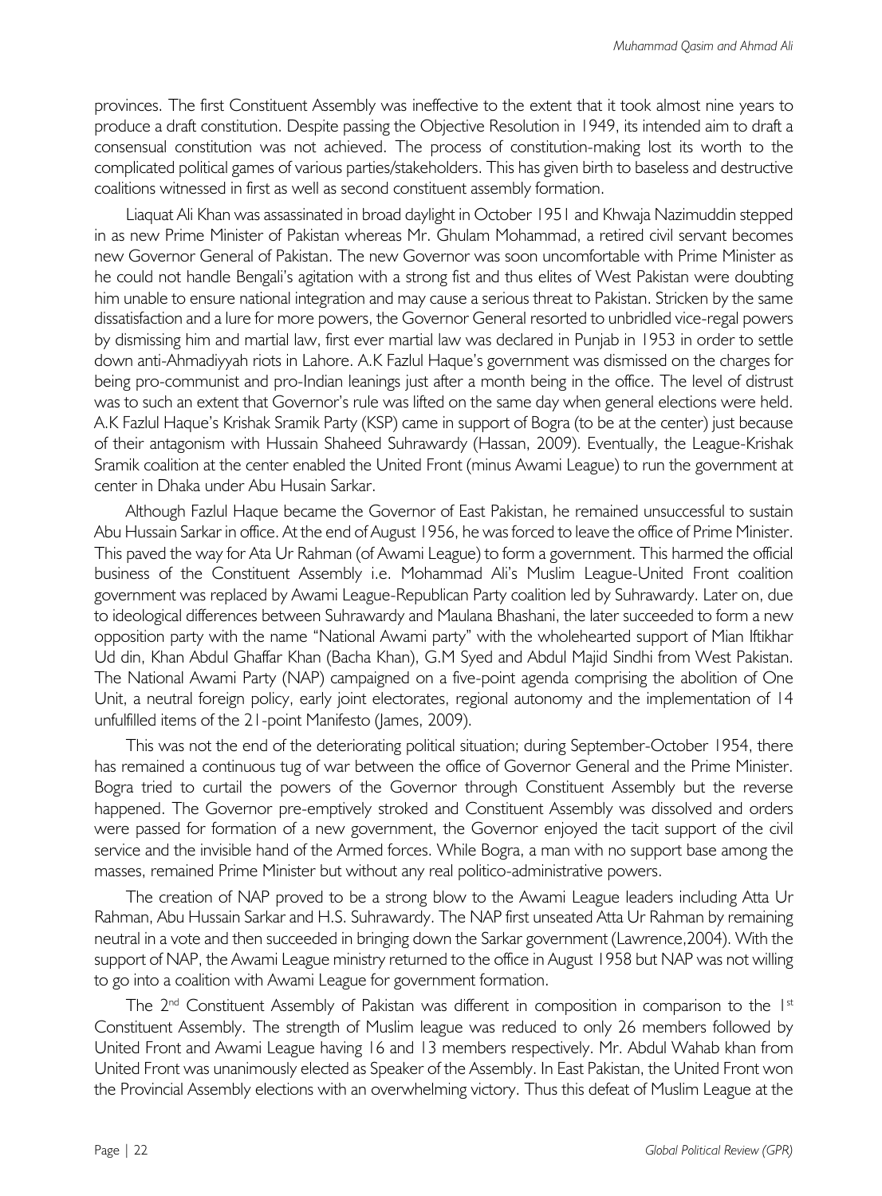provinces. The first Constituent Assembly was ineffective to the extent that it took almost nine years to produce a draft constitution. Despite passing the Objective Resolution in 1949, its intended aim to draft a consensual constitution was not achieved. The process of constitution-making lost its worth to the complicated political games of various parties/stakeholders. This has given birth to baseless and destructive coalitions witnessed in first as well as second constituent assembly formation.

Liaquat Ali Khan was assassinated in broad daylight in October 1951 and Khwaja Nazimuddin stepped in as new Prime Minister of Pakistan whereas Mr. Ghulam Mohammad, a retired civil servant becomes new Governor General of Pakistan. The new Governor was soon uncomfortable with Prime Minister as he could not handle Bengali's agitation with a strong fist and thus elites of West Pakistan were doubting him unable to ensure national integration and may cause a serious threat to Pakistan. Stricken by the same dissatisfaction and a lure for more powers, the Governor General resorted to unbridled vice-regal powers by dismissing him and martial law, first ever martial law was declared in Punjab in 1953 in order to settle down anti-Ahmadiyyah riots in Lahore. A.K Fazlul Haque's government was dismissed on the charges for being pro-communist and pro-Indian leanings just after a month being in the office. The level of distrust was to such an extent that Governor's rule was lifted on the same day when general elections were held. A.K Fazlul Haque's Krishak Sramik Party (KSP) came in support of Bogra (to be at the center) just because of their antagonism with Hussain Shaheed Suhrawardy (Hassan, 2009). Eventually, the League-Krishak Sramik coalition at the center enabled the United Front (minus Awami League) to run the government at center in Dhaka under Abu Husain Sarkar.

Although Fazlul Haque became the Governor of East Pakistan, he remained unsuccessful to sustain Abu Hussain Sarkar in office. At the end of August 1956, he was forced to leave the office of Prime Minister. This paved the way for Ata Ur Rahman (of Awami League) to form a government. This harmed the official business of the Constituent Assembly i.e. Mohammad Ali's Muslim League-United Front coalition government was replaced by Awami League-Republican Party coalition led by Suhrawardy. Later on, due to ideological differences between Suhrawardy and Maulana Bhashani, the later succeeded to form a new opposition party with the name "National Awami party" with the wholehearted support of Mian Iftikhar Ud din, Khan Abdul Ghaffar Khan (Bacha Khan), G.M Syed and Abdul Majid Sindhi from West Pakistan. The National Awami Party (NAP) campaigned on a five-point agenda comprising the abolition of One Unit, a neutral foreign policy, early joint electorates, regional autonomy and the implementation of 14 unfulfilled items of the 21-point Manifesto (James, 2009).

This was not the end of the deteriorating political situation; during September-October 1954, there has remained a continuous tug of war between the office of Governor General and the Prime Minister. Bogra tried to curtail the powers of the Governor through Constituent Assembly but the reverse happened. The Governor pre-emptively stroked and Constituent Assembly was dissolved and orders were passed for formation of a new government, the Governor enjoyed the tacit support of the civil service and the invisible hand of the Armed forces. While Bogra, a man with no support base among the masses, remained Prime Minister but without any real politico-administrative powers.

The creation of NAP proved to be a strong blow to the Awami League leaders including Atta Ur Rahman, Abu Hussain Sarkar and H.S. Suhrawardy. The NAP first unseated Atta Ur Rahman by remaining neutral in a vote and then succeeded in bringing down the Sarkar government (Lawrence,2004). With the support of NAP, the Awami League ministry returned to the office in August 1958 but NAP was not willing to go into a coalition with Awami League for government formation.

The 2nd Constituent Assembly of Pakistan was different in composition in comparison to the 1st Constituent Assembly. The strength of Muslim league was reduced to only 26 members followed by United Front and Awami League having 16 and 13 members respectively. Mr. Abdul Wahab khan from United Front was unanimously elected as Speaker of the Assembly. In East Pakistan, the United Front won the Provincial Assembly elections with an overwhelming victory. Thus this defeat of Muslim League at the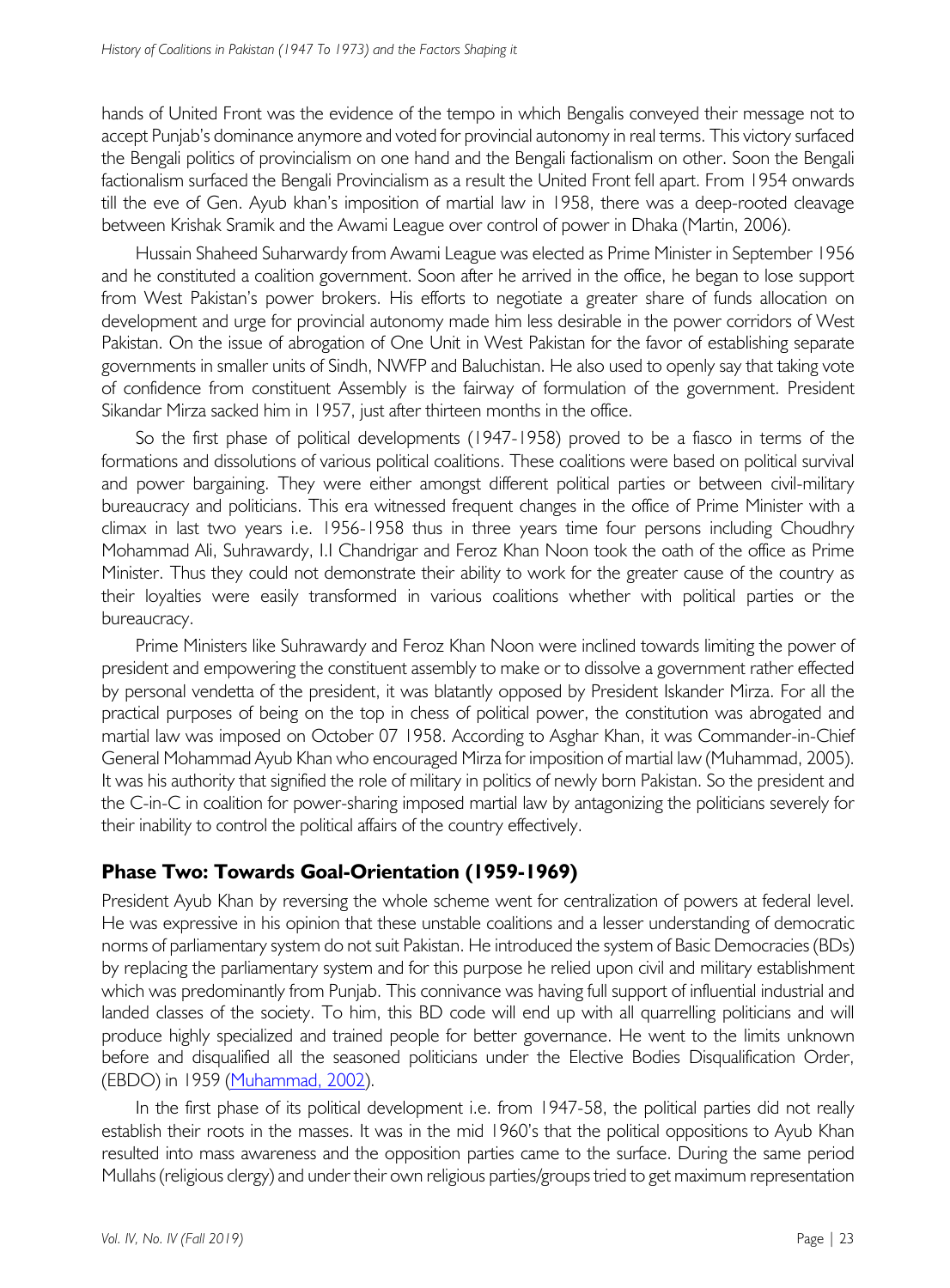hands of United Front was the evidence of the tempo in which Bengalis conveyed their message not to accept Punjab's dominance anymore and voted for provincial autonomy in real terms. This victory surfaced the Bengali politics of provincialism on one hand and the Bengali factionalism on other. Soon the Bengali factionalism surfaced the Bengali Provincialism as a result the United Front fell apart. From 1954 onwards till the eve of Gen. Ayub khan's imposition of martial law in 1958, there was a deep-rooted cleavage between Krishak Sramik and the Awami League over control of power in Dhaka (Martin, 2006).

Hussain Shaheed Suharwardy from Awami League was elected as Prime Minister in September 1956 and he constituted a coalition government. Soon after he arrived in the office, he began to lose support from West Pakistan's power brokers. His efforts to negotiate a greater share of funds allocation on development and urge for provincial autonomy made him less desirable in the power corridors of West Pakistan. On the issue of abrogation of One Unit in West Pakistan for the favor of establishing separate governments in smaller units of Sindh, NWFP and Baluchistan. He also used to openly say that taking vote of confidence from constituent Assembly is the fairway of formulation of the government. President Sikandar Mirza sacked him in 1957, just after thirteen months in the office.

So the first phase of political developments (1947-1958) proved to be a fiasco in terms of the formations and dissolutions of various political coalitions. These coalitions were based on political survival and power bargaining. They were either amongst different political parties or between civil-military bureaucracy and politicians. This era witnessed frequent changes in the office of Prime Minister with a climax in last two years i.e. 1956-1958 thus in three years time four persons including Choudhry Mohammad Ali, Suhrawardy, I.I Chandrigar and Feroz Khan Noon took the oath of the office as Prime Minister. Thus they could not demonstrate their ability to work for the greater cause of the country as their loyalties were easily transformed in various coalitions whether with political parties or the bureaucracy.

Prime Ministers like Suhrawardy and Feroz Khan Noon were inclined towards limiting the power of president and empowering the constituent assembly to make or to dissolve a government rather effected by personal vendetta of the president, it was blatantly opposed by President Iskander Mirza. For all the practical purposes of being on the top in chess of political power, the constitution was abrogated and martial law was imposed on October 07 1958. According to Asghar Khan, it was Commander-in-Chief General Mohammad Ayub Khan who encouraged Mirza for imposition of martial law (Muhammad, 2005). It was his authority that signified the role of military in politics of newly born Pakistan. So the president and the C-in-C in coalition for power-sharing imposed martial law by antagonizing the politicians severely for their inability to control the political affairs of the country effectively.

## Phase Two: Towards Goal-Orientation (1959-1969)

President Ayub Khan by reversing the whole scheme went for centralization of powers at federal level. He was expressive in his opinion that these unstable coalitions and a lesser understanding of democratic norms of parliamentary system do not suit Pakistan. He introduced the system of Basic Democracies (BDs) by replacing the parliamentary system and for this purpose he relied upon civil and military establishment which was predominantly from Punjab. This connivance was having full support of influential industrial and landed classes of the society. To him, this BD code will end up with all quarrelling politicians and will produce highly specialized and trained people for better governance. He went to the limits unknown before and disqualified all the seasoned politicians under the Elective Bodies Disqualification Order, (EBDO) in 1959 (Muhammad, 2002).

In the first phase of its political development i.e. from 1947-58, the political parties did not really establish their roots in the masses. It was in the mid 1960's that the political oppositions to Ayub Khan resulted into mass awareness and the opposition parties came to the surface. During the same period Mullahs (religious clergy) and under their own religious parties/groups tried to get maximum representation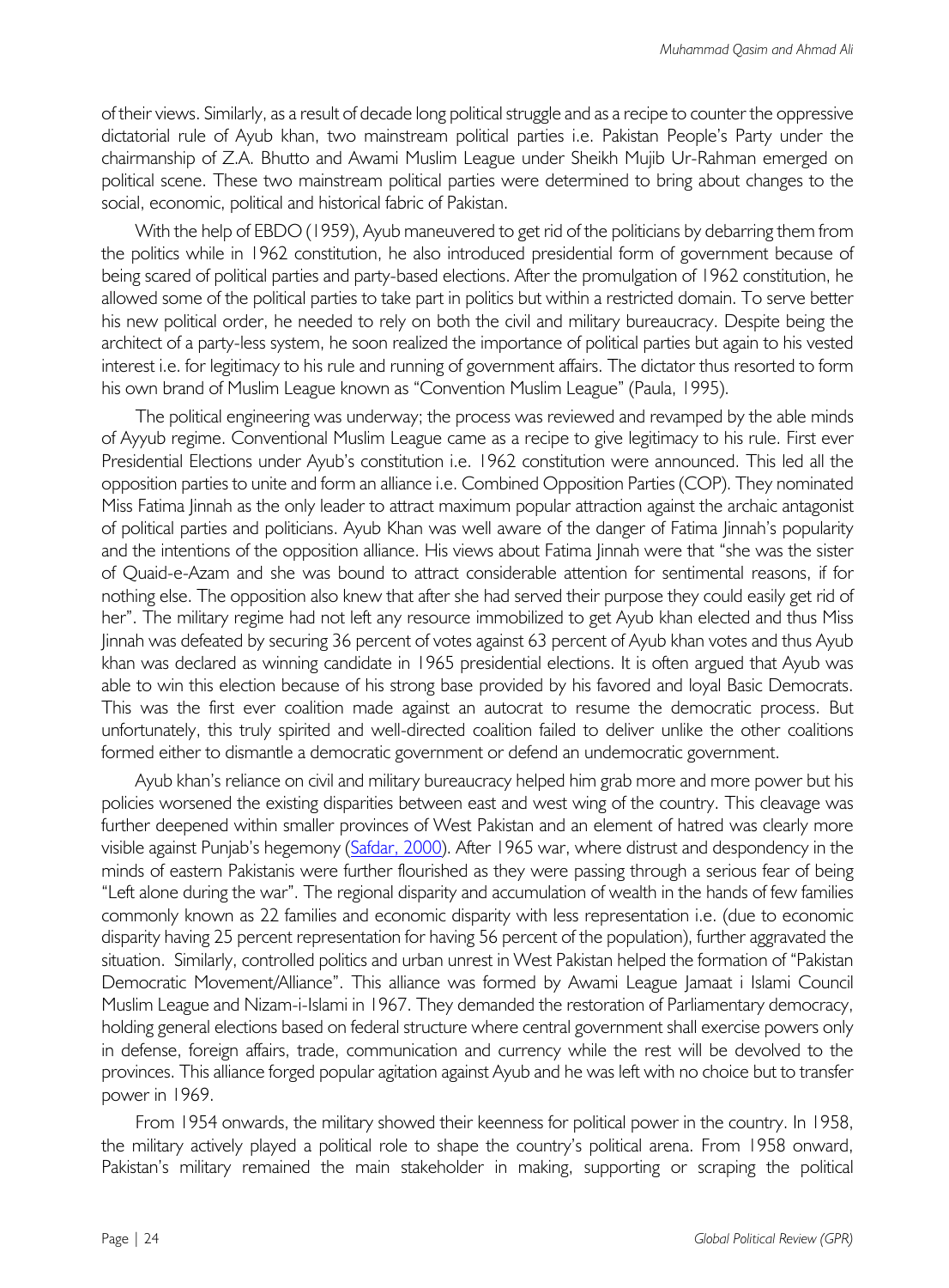of their views. Similarly, as a result of decade long political struggle and as a recipe to counter the oppressive dictatorial rule of Ayub khan, two mainstream political parties i.e. Pakistan People's Party under the chairmanship of Z.A. Bhutto and Awami Muslim League under Sheikh Mujib Ur-Rahman emerged on political scene. These two mainstream political parties were determined to bring about changes to the social, economic, political and historical fabric of Pakistan.

With the help of EBDO (1959), Ayub maneuvered to get rid of the politicians by debarring them from the politics while in 1962 constitution, he also introduced presidential form of government because of being scared of political parties and party-based elections. After the promulgation of 1962 constitution, he allowed some of the political parties to take part in politics but within a restricted domain. To serve better his new political order, he needed to rely on both the civil and military bureaucracy. Despite being the architect of a party-less system, he soon realized the importance of political parties but again to his vested interest i.e. for legitimacy to his rule and running of government affairs. The dictator thus resorted to form his own brand of Muslim League known as "Convention Muslim League" (Paula, 1995).

The political engineering was underway; the process was reviewed and revamped by the able minds of Ayyub regime. Conventional Muslim League came as a recipe to give legitimacy to his rule. First ever Presidential Elections under Ayub's constitution i.e. 1962 constitution were announced. This led all the opposition parties to unite and form an alliance i.e. Combined Opposition Parties (COP). They nominated Miss Fatima Jinnah as the only leader to attract maximum popular attraction against the archaic antagonist of political parties and politicians. Ayub Khan was well aware of the danger of Fatima Jinnah's popularity and the intentions of the opposition alliance. His views about Fatima Jinnah were that "she was the sister of Quaid-e-Azam and she was bound to attract considerable attention for sentimental reasons, if for nothing else. The opposition also knew that after she had served their purpose they could easily get rid of her". The military regime had not left any resource immobilized to get Ayub khan elected and thus Miss Jinnah was defeated by securing 36 percent of votes against 63 percent of Ayub khan votes and thus Ayub khan was declared as winning candidate in 1965 presidential elections. It is often argued that Ayub was able to win this election because of his strong base provided by his favored and loyal Basic Democrats. This was the first ever coalition made against an autocrat to resume the democratic process. But unfortunately, this truly spirited and well-directed coalition failed to deliver unlike the other coalitions formed either to dismantle a democratic government or defend an undemocratic government.

Ayub khan's reliance on civil and military bureaucracy helped him grab more and more power but his policies worsened the existing disparities between east and west wing of the country. This cleavage was further deepened within smaller provinces of West Pakistan and an element of hatred was clearly more visible against Punjab's hegemony (Safdar, 2000). After 1965 war, where distrust and despondency in the minds of eastern Pakistanis were further flourished as they were passing through a serious fear of being "Left alone during the war". The regional disparity and accumulation of wealth in the hands of few families commonly known as 22 families and economic disparity with less representation i.e. (due to economic disparity having 25 percent representation for having 56 percent of the population), further aggravated the situation. Similarly, controlled politics and urban unrest in West Pakistan helped the formation of "Pakistan Democratic Movement/Alliance". This alliance was formed by Awami League Jamaat i Islami Council Muslim League and Nizam-i-Islami in 1967. They demanded the restoration of Parliamentary democracy, holding general elections based on federal structure where central government shall exercise powers only in defense, foreign affairs, trade, communication and currency while the rest will be devolved to the provinces. This alliance forged popular agitation against Ayub and he was left with no choice but to transfer power in 1969.

From 1954 onwards, the military showed their keenness for political power in the country. In 1958, the military actively played a political role to shape the country's political arena. From 1958 onward, Pakistan's military remained the main stakeholder in making, supporting or scraping the political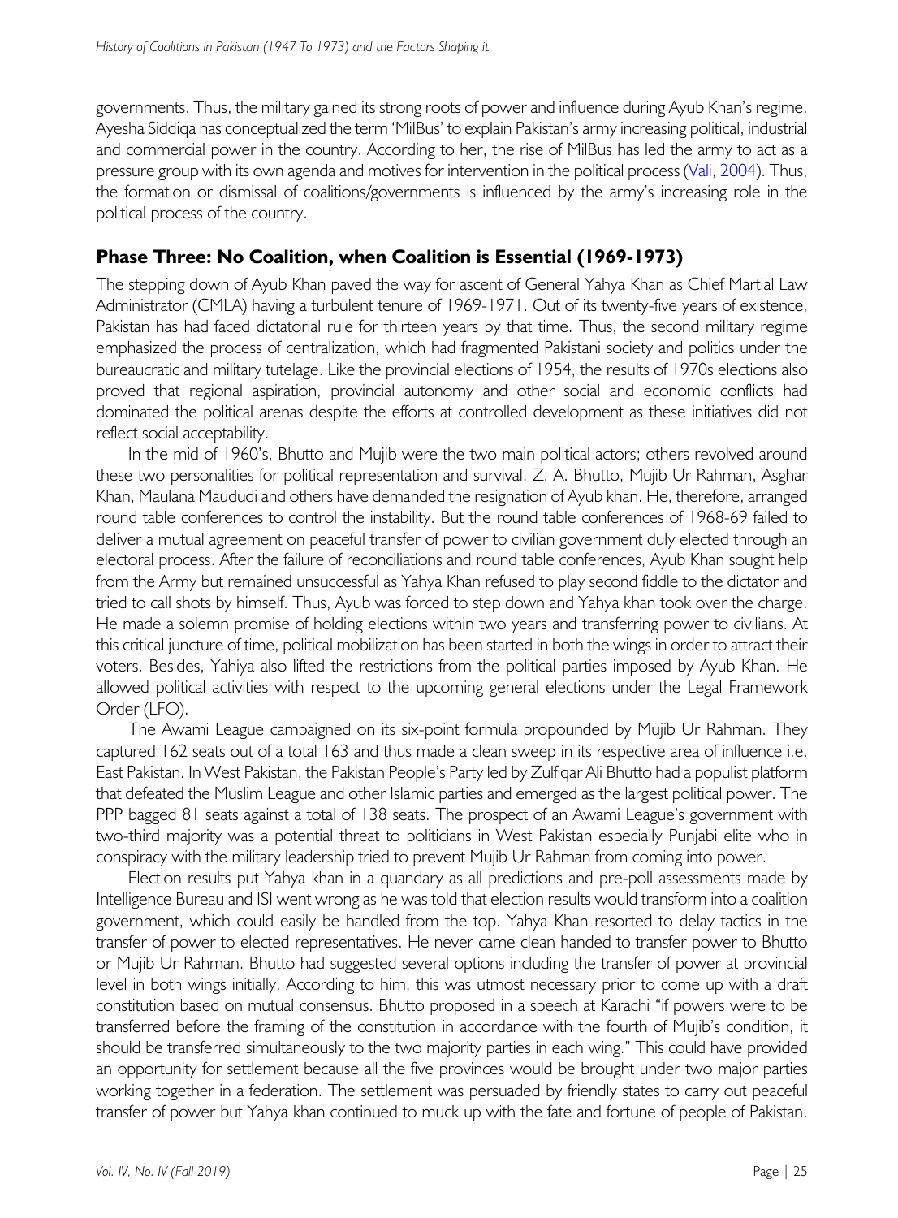governments. Thus, the military gained its strong roots of power and influence during Ayub Khan's regime. Ayesha Siddiqa has conceptualized the term 'MilBus' to explain Pakistan's army increasing political, industrial and commercial power in the country. According to her, the rise of MilBus has led the army to act as a pressure group with its own agenda and motives for intervention in the political process (Vali, 2004). Thus, the formation or dismissal of coalitions/governments is influenced by the army's increasing role in the political process of the country.

## Phase Three: No Coalition, when Coalition is Essential (1969-1973)

The stepping down of Ayub Khan paved the way for ascent of General Yahya Khan as Chief Martial Law Administrator (CMLA) having a turbulent tenure of 1969-1971. Out of its twenty-five years of existence, Pakistan has had faced dictatorial rule for thirteen years by that time. Thus, the second military regime emphasized the process of centralization, which had fragmented Pakistani society and politics under the bureaucratic and military tutelage. Like the provincial elections of 1954, the results of 1970s elections also proved that regional aspiration, provincial autonomy and other social and economic conflicts had dominated the political arenas despite the efforts at controlled development as these initiatives did not reflect social acceptability.

In the mid of 1960's, Bhutto and Mujib were the two main political actors; others revolved around these two personalities for political representation and survival. Z. A. Bhutto, Mujib Ur Rahman, Asghar Khan, Maulana Maududi and others have demanded the resignation of Ayub khan. He, therefore, arranged round table conferences to control the instability. But the round table conferences of 1968-69 failed to deliver a mutual agreement on peaceful transfer of power to civilian government duly elected through an electoral process. After the failure of reconciliations and round table conferences, Ayub Khan sought help from the Army but remained unsuccessful as Yahya Khan refused to play second fiddle to the dictator and tried to call shots by himself. Thus, Ayub was forced to step down and Yahya khan took over the charge. He made a solemn promise of holding elections within two years and transferring power to civilians. At this critical juncture of time, political mobilization has been started in both the wings in order to attract their voters. Besides, Yahiya also lifted the restrictions from the political parties imposed by Ayub Khan. He allowed political activities with respect to the upcoming general elections under the Legal Framework Order (LFO).

The Awami League campaigned on its six-point formula propounded by Mujib Ur Rahman. They captured 162 seats out of a total 163 and thus made a clean sweep in its respective area of influence i.e. East Pakistan. In West Pakistan, the Pakistan People's Party led by Zulfiqar Ali Bhutto had a populist platform that defeated the Muslim League and other Islamic parties and emerged as the largest political power. The PPP bagged 81 seats against a total of 138 seats. The prospect of an Awami League's government with two-third majority was a potential threat to politicians in West Pakistan especially Punjabi elite who in conspiracy with the military leadership tried to prevent Mujib Ur Rahman from coming into power.

Election results put Yahya khan in a quandary as all predictions and pre-poll assessments made by Intelligence Bureau and ISI went wrong as he was told that election results would transform into a coalition government, which could easily be handled from the top. Yahya Khan resorted to delay tactics in the transfer of power to elected representatives. He never came clean handed to transfer power to Bhutto or Mujib Ur Rahman. Bhutto had suggested several options including the transfer of power at provincial level in both wings initially. According to him, this was utmost necessary prior to come up with a draft constitution based on mutual consensus. Bhutto proposed in a speech at Karachi "if powers were to be transferred before the framing of the constitution in accordance with the fourth of Mujib's condition, it should be transferred simultaneously to the two majority parties in each wing." This could have provided an opportunity for settlement because all the five provinces would be brought under two major parties working together in a federation. The settlement was persuaded by friendly states to carry out peaceful transfer of power but Yahya khan continued to muck up with the fate and fortune of people of Pakistan.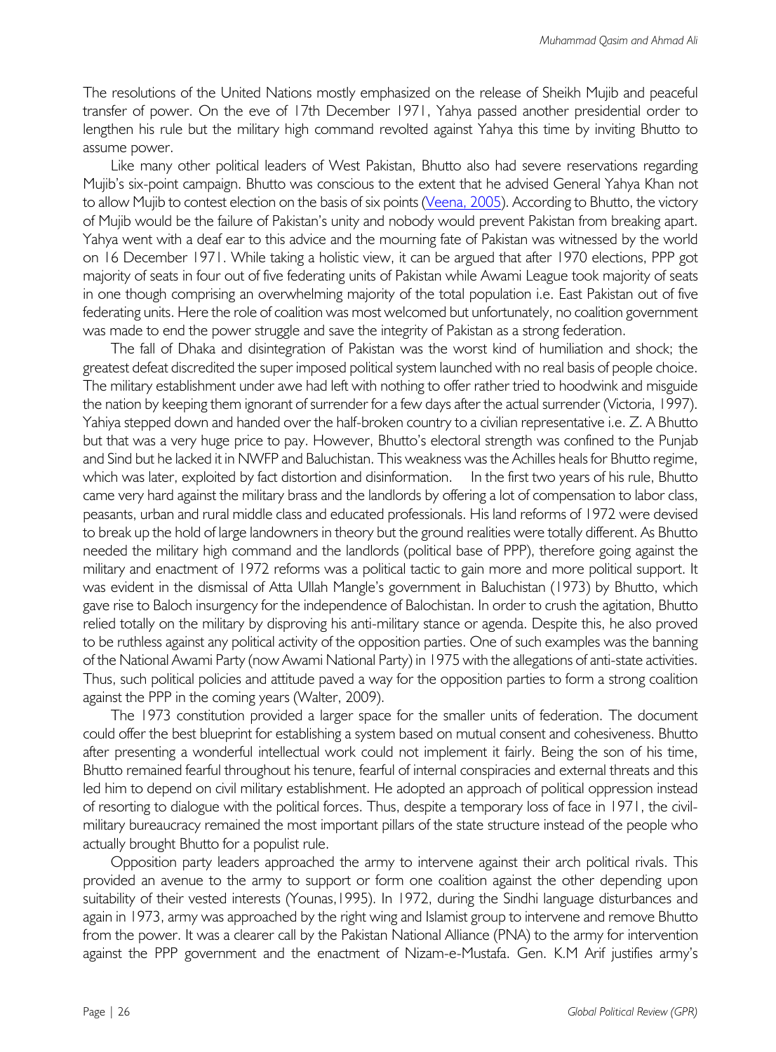The resolutions of the United Nations mostly emphasized on the release of Sheikh Mujib and peaceful transfer of power. On the eve of 17th December 1971, Yahya passed another presidential order to lengthen his rule but the military high command revolted against Yahya this time by inviting Bhutto to assume power.

Like many other political leaders of West Pakistan, Bhutto also had severe reservations regarding Mujib's six-point campaign. Bhutto was conscious to the extent that he advised General Yahya Khan not to allow Mujib to contest election on the basis of six points (Veena, 2005). According to Bhutto, the victory of Mujib would be the failure of Pakistan's unity and nobody would prevent Pakistan from breaking apart. Yahya went with a deaf ear to this advice and the mourning fate of Pakistan was witnessed by the world on 16 December 1971. While taking a holistic view, it can be argued that after 1970 elections, PPP got majority of seats in four out of five federating units of Pakistan while Awami League took majority of seats in one though comprising an overwhelming majority of the total population i.e. East Pakistan out of five federating units. Here the role of coalition was most welcomed but unfortunately, no coalition government was made to end the power struggle and save the integrity of Pakistan as a strong federation.

The fall of Dhaka and disintegration of Pakistan was the worst kind of humiliation and shock; the greatest defeat discredited the super imposed political system launched with no real basis of people choice. The military establishment under awe had left with nothing to offer rather tried to hoodwink and misguide the nation by keeping them ignorant of surrender for a few days after the actual surrender (Victoria, 1997). Yahiya stepped down and handed over the half-broken country to a civilian representative i.e. Z. A Bhutto but that was a very huge price to pay. However, Bhutto's electoral strength was confined to the Punjab and Sind but he lacked it in NWFP and Baluchistan. This weakness was the Achilles heals for Bhutto regime, which was later, exploited by fact distortion and disinformation. In the first two years of his rule, Bhutto came very hard against the military brass and the landlords by offering a lot of compensation to labor class, peasants, urban and rural middle class and educated professionals. His land reforms of 1972 were devised to break up the hold of large landowners in theory but the ground realities were totally different. As Bhutto needed the military high command and the landlords (political base of PPP), therefore going against the military and enactment of 1972 reforms was a political tactic to gain more and more political support. It was evident in the dismissal of Atta Ullah Mangle's government in Baluchistan (1973) by Bhutto, which gave rise to Baloch insurgency for the independence of Balochistan. In order to crush the agitation, Bhutto relied totally on the military by disproving his anti-military stance or agenda. Despite this, he also proved to be ruthless against any political activity of the opposition parties. One of such examples was the banning of the National Awami Party (now Awami National Party) in 1975 with the allegations of anti-state activities. Thus, such political policies and attitude paved a way for the opposition parties to form a strong coalition against the PPP in the coming years (Walter, 2009).

The 1973 constitution provided a larger space for the smaller units of federation. The document could offer the best blueprint for establishing a system based on mutual consent and cohesiveness. Bhutto after presenting a wonderful intellectual work could not implement it fairly. Being the son of his time, Bhutto remained fearful throughout his tenure, fearful of internal conspiracies and external threats and this led him to depend on civil military establishment. He adopted an approach of political oppression instead of resorting to dialogue with the political forces. Thus, despite a temporary loss of face in 1971, the civil-military bureaucracy remained the most important pillars of the state structure instead of the people who actually brought Bhutto for a populist rule.

Opposition party leaders approached the army to intervene against their arch political rivals. This provided an avenue to the army to support or form one coalition against the other depending upon suitability of their vested interests (Younas,1995). In 1972, during the Sindhi language disturbances and again in 1973, army was approached by the right wing and Islamist group to intervene and remove Bhutto from the power. It was a clearer call by the Pakistan National Alliance (PNA) to the army for intervention against the PPP government and the enactment of Nizam-e-Mustafa. Gen. K.M Arif justifies army's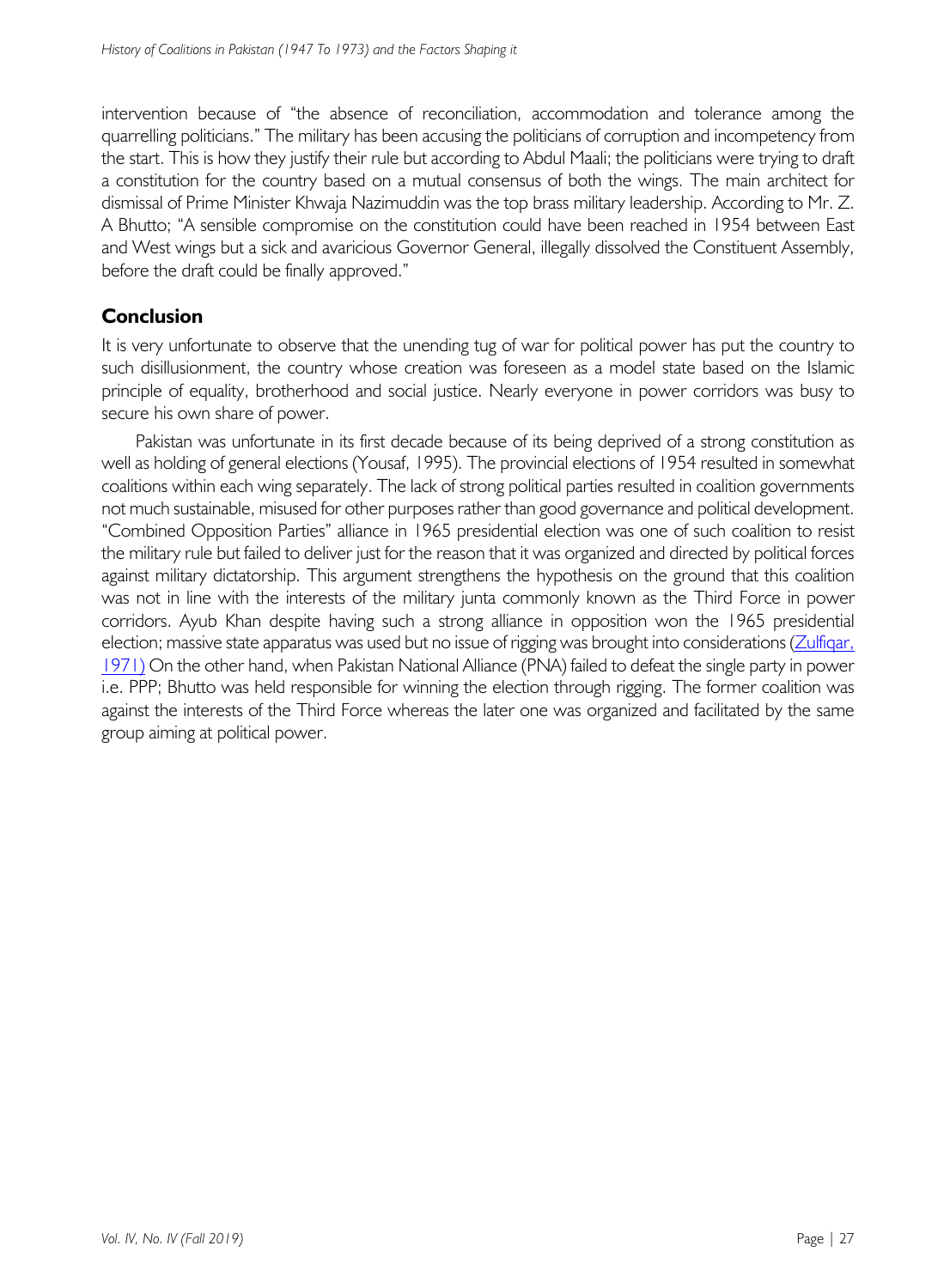intervention because of "the absence of reconciliation, accommodation and tolerance among the quarrelling politicians." The military has been accusing the politicians of corruption and incompetency from the start. This is how they justify their rule but according to Abdul Maali; the politicians were trying to draft a constitution for the country based on a mutual consensus of both the wings. The main architect for dismissal of Prime Minister Khwaja Nazimuddin was the top brass military leadership. According to Mr. Z. A Bhutto; "A sensible compromise on the constitution could have been reached in 1954 between East and West wings but a sick and avaricious Governor General, illegally dissolved the Constituent Assembly, before the draft could be finally approved."

## Conclusion

It is very unfortunate to observe that the unending tug of war for political power has put the country to such disillusionment, the country whose creation was foreseen as a model state based on the Islamic principle of equality, brotherhood and social justice. Nearly everyone in power corridors was busy to secure his own share of power.

Pakistan was unfortunate in its first decade because of its being deprived of a strong constitution as well as holding of general elections (Yousaf, 1995). The provincial elections of 1954 resulted in somewhat coalitions within each wing separately. The lack of strong political parties resulted in coalition governments not much sustainable, misused for other purposes rather than good governance and political development. "Combined Opposition Parties" alliance in 1965 presidential election was one of such coalition to resist the military rule but failed to deliver just for the reason that it was organized and directed by political forces against military dictatorship. This argument strengthens the hypothesis on the ground that this coalition was not in line with the interests of the military junta commonly known as the Third Force in power corridors. Ayub Khan despite having such a strong alliance in opposition won the 1965 presidential election; massive state apparatus was used but no issue of rigging was brought into considerations (Zulfiqar, 1971) On the other hand, when Pakistan National Alliance (PNA) failed to defeat the single party in power i.e. PPP; Bhutto was held responsible for winning the election through rigging. The former coalition was against the interests of the Third Force whereas the later one was organized and facilitated by the same group aiming at political power.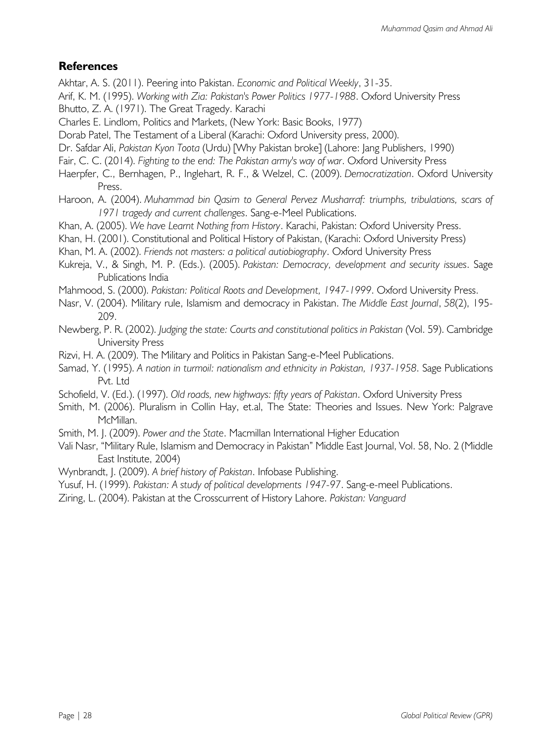## References

Akhtar, A. S. (2011). Peering into Pakistan. *Economic and Political Weekly*, 31-35.

Arif, K. M. (1995). *Working with Zia: Pakistan's Power Politics 1977-1988*. Oxford University Press

Bhutto, Z. A. (1971). The Great Tragedy. Karachi

Charles E. Lindlom, Politics and Markets, (New York: Basic Books, 1977)

Dorab Patel, The Testament of a Liberal (Karachi: Oxford University press, 2000).

Dr. Safdar Ali, *Pakistan Kyon Toota* (Urdu) [Why Pakistan broke] (Lahore: Jang Publishers, 1990)

Fair, C. C. (2014). *Fighting to the end: The Pakistan army's way of war*. Oxford University Press

Haerpfer, C., Bernhagen, P., Inglehart, R. F., & Welzel, C. (2009). *Democratization*. Oxford University Press.

Haroon, A. (2004). *Muhammad bin Qasim to General Pervez Musharraf: triumphs, tribulations, scars of 1971 tragedy and current challenges*. Sang-e-Meel Publications.

Khan, A. (2005). *We have Learnt Nothing from History*. Karachi, Pakistan: Oxford University Press.

Khan, H. (2001). Constitutional and Political History of Pakistan, (Karachi: Oxford University Press)

Khan, M. A. (2002). *Friends not masters: a political autiobiography*. Oxford University Press

Kukreja, V., & Singh, M. P. (Eds.). (2005). *Pakistan: Democracy, development and security issues*. Sage Publications India

Mahmood, S. (2000). *Pakistan: Political Roots and Development, 1947-1999*. Oxford University Press.

Nasr, V. (2004). Military rule, Islamism and democracy in Pakistan. *The Middle East Journal*, *58*(2), 195-209.

Newberg, P. R. (2002). *Judging the state: Courts and constitutional politics in Pakistan* (Vol. 59). Cambridge University Press

Rizvi, H. A. (2009). The Military and Politics in Pakistan Sang-e-Meel Publications.

Samad, Y. (1995). *A nation in turmoil: nationalism and ethnicity in Pakistan, 1937-1958*. Sage Publications Pvt. Ltd

Schofield, V. (Ed.). (1997). *Old roads, new highways: fifty years of Pakistan*. Oxford University Press

Smith, M. (2006). Pluralism in Collin Hay, et.al, The State: Theories and Issues. New York: Palgrave McMillan.

Smith, M. J. (2009). *Power and the State*. Macmillan International Higher Education

Vali Nasr, "Military Rule, Islamism and Democracy in Pakistan" Middle East Journal, Vol. 58, No. 2 (Middle East Institute, 2004)

Wynbrandt, J. (2009). *A brief history of Pakistan*. Infobase Publishing.

Yusuf, H. (1999). *Pakistan: A study of political developments 1947-97*. Sang-e-meel Publications.

Ziring, L. (2004). Pakistan at the Crosscurrent of History Lahore. *Pakistan: Vanguard*